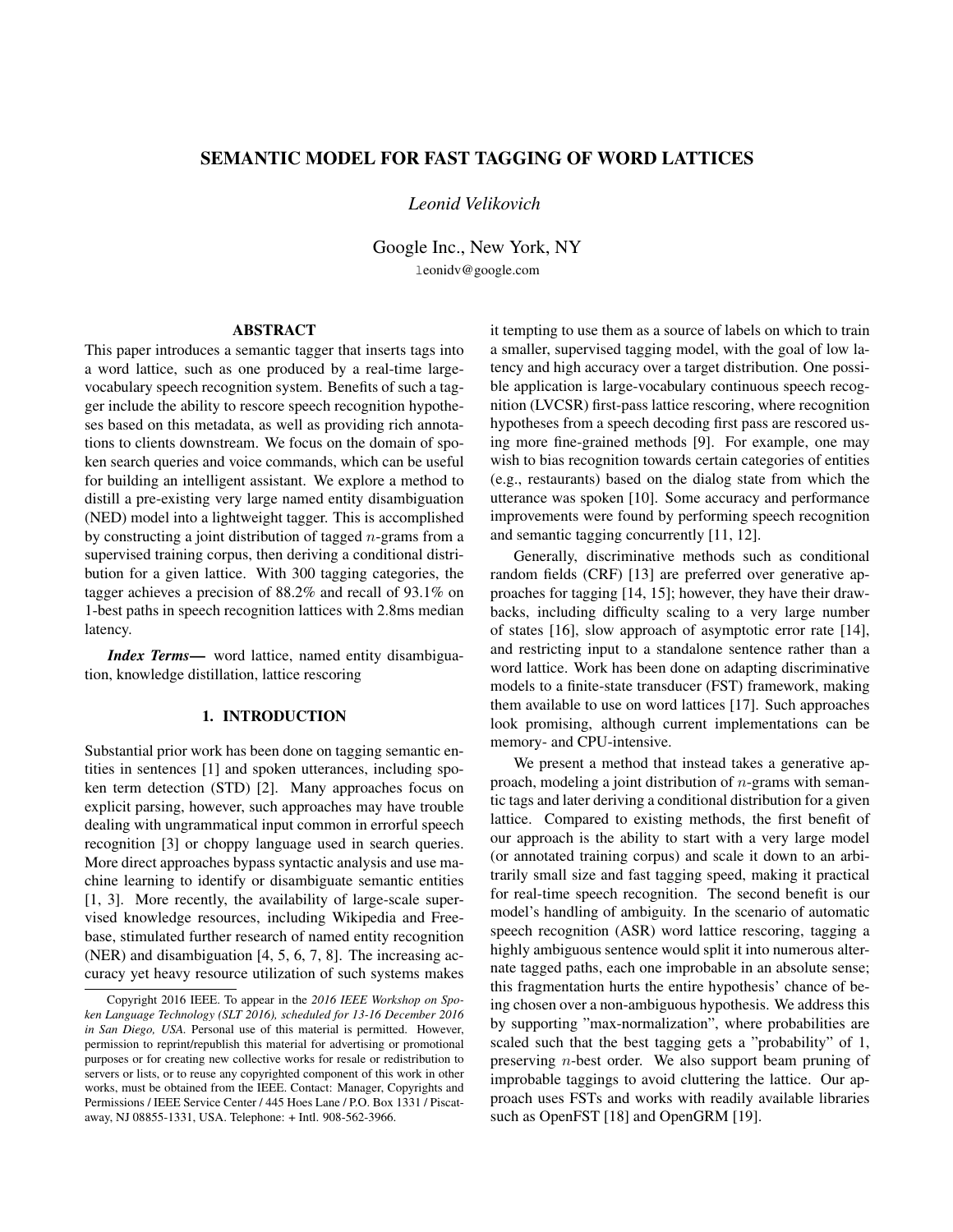# SEMANTIC MODEL FOR FAST TAGGING OF WORD LATTICES

*Leonid Velikovich*

Google Inc., New York, NY

leonidv@google.com

## ABSTRACT

This paper introduces a semantic tagger that inserts tags into a word lattice, such as one produced by a real-time large-vocabulary speech recognition system. Benefits of such a tagger include the ability to rescore speech recognition hypotheses based on this metadata, as well as providing rich annotations to clients downstream. We focus on the domain of spoken search queries and voice commands, which can be useful for building an intelligent assistant. We explore a method to distill a pre-existing very large named entity disambiguation (NED) model into a lightweight tagger. This is accomplished by constructing a joint distribution of tagged $n$-grams from a supervised training corpus, then deriving a conditional distribution for a given lattice. With 300 tagging categories, the tagger achieves a precision of 88.2% and recall of 93.1% on 1-best paths in speech recognition lattices with 2.8ms median latency.

***Index Terms*—** word lattice, named entity disambiguation, knowledge distillation, lattice rescoring

## 1. INTRODUCTION

Substantial prior work has been done on tagging semantic entities in sentences [1] and spoken utterances, including spoken term detection (STD) [2]. Many approaches focus on explicit parsing, however, such approaches may have trouble dealing with ungrammatical input common in errorful speech recognition [3] or choppy language used in search queries. More direct approaches bypass syntactic analysis and use machine learning to identify or disambiguate semantic entities [1, 3]. More recently, the availability of large-scale supervised knowledge resources, including Wikipedia and Freebase, stimulated further research of named entity recognition (NER) and disambiguation [4, 5, 6, 7, 8]. The increasing accuracy yet heavy resource utilization of such systems makes it tempting to use them as a source of labels on which to train a smaller, supervised tagging model, with the goal of low latency and high accuracy over a target distribution. One possible application is large-vocabulary continuous speech recognition (LVCSR) first-pass lattice rescoring, where recognition hypotheses from a speech decoding first pass are rescored using more fine-grained methods [9]. For example, one may wish to bias recognition towards certain categories of entities (e.g., restaurants) based on the dialog state from which the utterance was spoken [10]. Some accuracy and performance improvements were found by performing speech recognition and semantic tagging concurrently [11, 12].

Generally, discriminative methods such as conditional random fields (CRF) [13] are preferred over generative approaches for tagging [14, 15]; however, they have their drawbacks, including difficulty scaling to a very large number of states [16], slow approach of asymptotic error rate [14], and restricting input to a standalone sentence rather than a word lattice. Work has been done on adapting discriminative models to a finite-state transducer (FST) framework, making them available to use on word lattices [17]. Such approaches look promising, although current implementations can be memory- and CPU-intensive.

We present a method that instead takes a generative approach, modeling a joint distribution of $n$-grams with semantic tags and later deriving a conditional distribution for a given lattice. Compared to existing methods, the first benefit of our approach is the ability to start with a very large model (or annotated training corpus) and scale it down to an arbitrarily small size and fast tagging speed, making it practical for real-time speech recognition. The second benefit is our model's handling of ambiguity. In the scenario of automatic speech recognition (ASR) word lattice rescoring, tagging a highly ambiguous sentence would split it into numerous alternate tagged paths, each one improbable in an absolute sense; this fragmentation hurts the entire hypothesis' chance of being chosen over a non-ambiguous hypothesis. We address this by supporting "max-normalization", where probabilities are scaled such that the best tagging gets a "probability" of 1, preserving $n$-best order. We also support beam pruning of improbable taggings to avoid cluttering the lattice. Our approach uses FSTs and works with readily available libraries such as OpenFST [18] and OpenGRM [19].

Copyright 2016 IEEE. To appear in the *2016 IEEE Workshop on Spoken Language Technology (SLT 2016), scheduled for 13-16 December 2016 in San Diego, USA*. Personal use of this material is permitted. However, permission to reprint/republish this material for advertising or promotional purposes or for creating new collective works for resale or redistribution to servers or lists, or to reuse any copyrighted component of this work in other works, must be obtained from the IEEE. Contact: Manager, Copyrights and Permissions / IEEE Service Center / 445 Hoes Lane / P.O. Box 1331 / Piscataway, NJ 08855-1331, USA. Telephone: + Intl. 908-562-3966.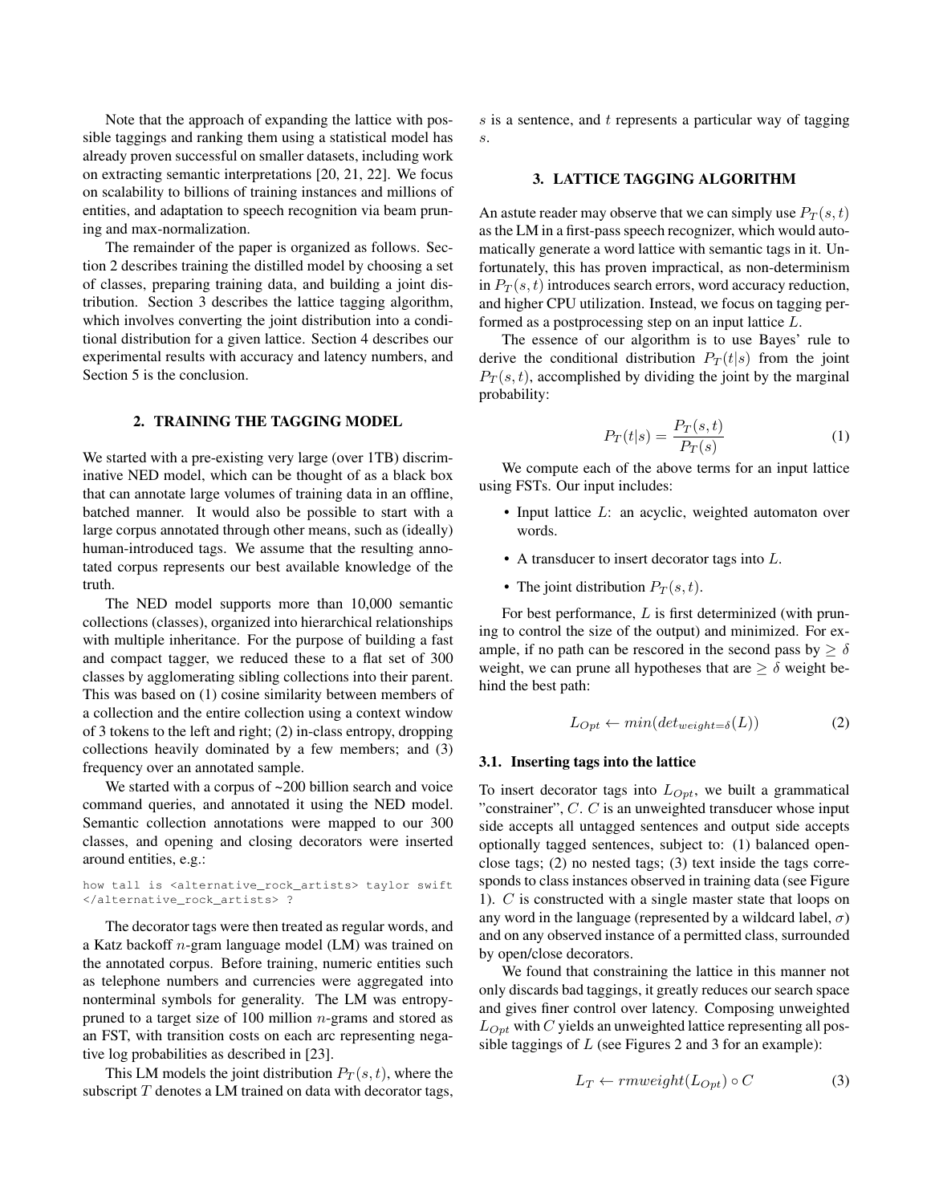Note that the approach of expanding the lattice with possible taggings and ranking them using a statistical model has already proven successful on smaller datasets, including work on extracting semantic interpretations [20, 21, 22]. We focus on scalability to billions of training instances and millions of entities, and adaptation to speech recognition via beam pruning and max-normalization.

The remainder of the paper is organized as follows. Section 2 describes training the distilled model by choosing a set of classes, preparing training data, and building a joint distribution. Section 3 describes the lattice tagging algorithm, which involves converting the joint distribution into a conditional distribution for a given lattice. Section 4 describes our experimental results with accuracy and latency numbers, and Section 5 is the conclusion.

## 2. TRAINING THE TAGGING MODEL

We started with a pre-existing very large (over 1TB) discriminative NED model, which can be thought of as a black box that can annotate large volumes of training data in an offline, batched manner. It would also be possible to start with a large corpus annotated through other means, such as (ideally) human-introduced tags. We assume that the resulting annotated corpus represents our best available knowledge of the truth.

The NED model supports more than 10,000 semantic collections (classes), organized into hierarchical relationships with multiple inheritance. For the purpose of building a fast and compact tagger, we reduced these to a flat set of 300 classes by agglomerating sibling collections into their parent. This was based on (1) cosine similarity between members of a collection and the entire collection using a context window of 3 tokens to the left and right; (2) in-class entropy, dropping collections heavily dominated by a few members; and (3) frequency over an annotated sample.

We started with a corpus of ~200 billion search and voice command queries, and annotated it using the NED model. Semantic collection annotations were mapped to our 300 classes, and opening and closing decorators were inserted around entities, e.g.:

```
how tall is <alternative_rock_artists> taylor swift
</alternative_rock_artists> ?
```

The decorator tags were then treated as regular words, and a Katz backoff $n$-gram language model (LM) was trained on the annotated corpus. Before training, numeric entities such as telephone numbers and currencies were aggregated into nonterminal symbols for generality. The LM was entropy-pruned to a target size of 100 million $n$-grams and stored as an FST, with transition costs on each arc representing negative log probabilities as described in [23].

This LM models the joint distribution $P_T(s,t)$, where the subscript $T$ denotes a LM trained on data with decorator tags, $s$ is a sentence, and $t$ represents a particular way of tagging $s$.

## 3. LATTICE TAGGING ALGORITHM

An astute reader may observe that we can simply use $P_T(s,t)$ as the LM in a first-pass speech recognizer, which would automatically generate a word lattice with semantic tags in it. Unfortunately, this has proven impractical, as non-determinism in $P_T(s,t)$ introduces search errors, word accuracy reduction, and higher CPU utilization. Instead, we focus on tagging performed as a postprocessing step on an input lattice $L$.

The essence of our algorithm is to use Bayes' rule to derive the conditional distribution $P_T(t|s)$ from the joint $P_T(s,t)$, accomplished by dividing the joint by the marginal probability:

$$P_T(t|s) = \frac{P_T(s,t)}{P_T(s)} \tag{1}$$

We compute each of the above terms for an input lattice using FSTs. Our input includes:

- Input lattice $L$: an acyclic, weighted automaton over words.
- A transducer to insert decorator tags into $L$.
- The joint distribution $P_T(s,t)$.

For best performance, $L$ is first determinized (with pruning to control the size of the output) and minimized. For example, if no path can be rescored in the second pass by $\geq \delta$ weight, we can prune all hypotheses that are $\geq \delta$ weight behind the best path:

$$L_{Opt} \leftarrow min(det_{weight=\delta}(L)) \tag{2}$$

### 3.1. Inserting tags into the lattice

To insert decorator tags into $L_{Opt}$, we built a grammatical "constrainer", $C$. $C$ is an unweighted transducer whose input side accepts all untagged sentences and output side accepts optionally tagged sentences, subject to: (1) balanced open-close tags; (2) no nested tags; (3) text inside the tags corresponds to class instances observed in training data (see Figure 1). $C$ is constructed with a single master state that loops on any word in the language (represented by a wildcard label, $\sigma$) and on any observed instance of a permitted class, surrounded by open/close decorators.

We found that constraining the lattice in this manner not only discards bad taggings, it greatly reduces our search space and gives finer control over latency. Composing unweighted $L_{Opt}$ with $C$ yields an unweighted lattice representing all possible taggings of $L$ (see Figures 2 and 3 for an example):

$$L_T \leftarrow rmweight(L_{Opt}) \circ C \tag{3}$$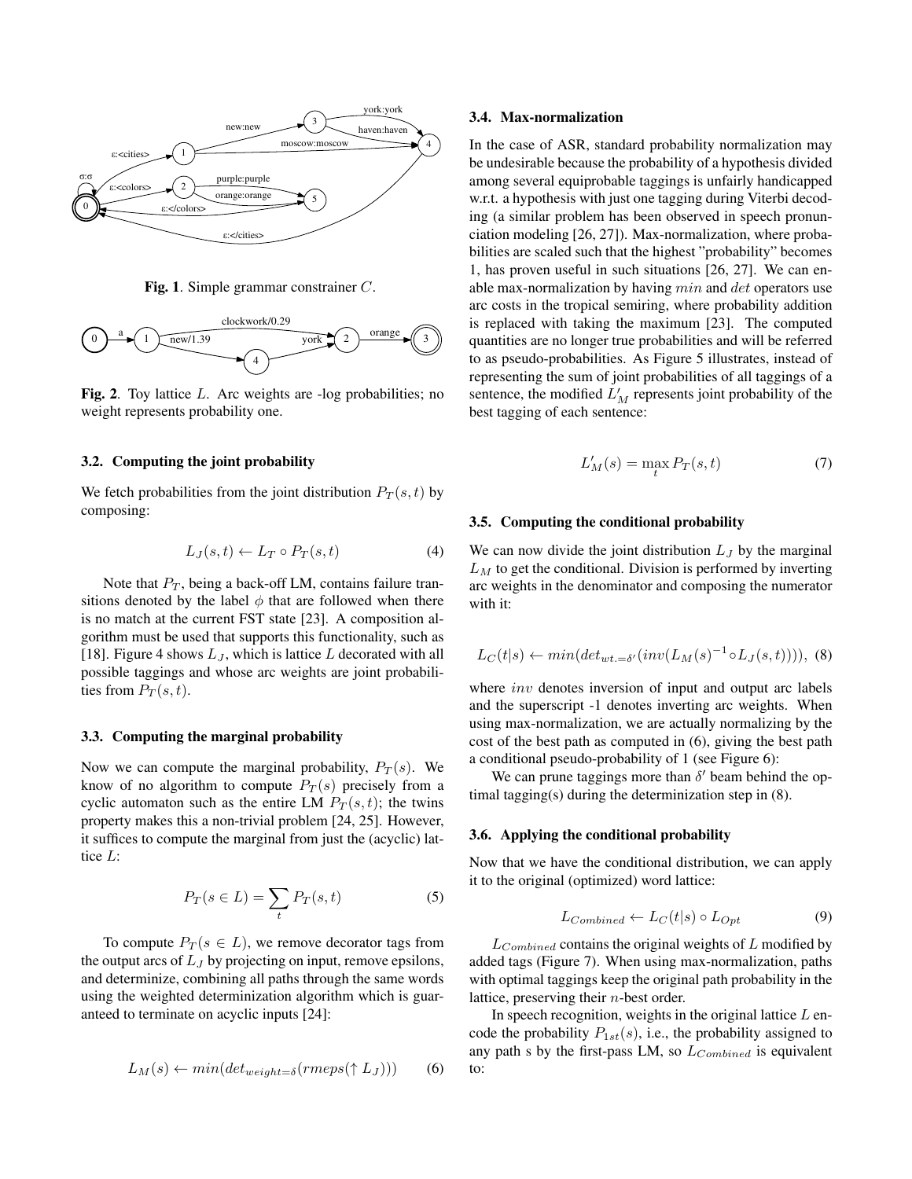Fig. 1. Simple grammar constrainer $C$.

Fig. 2. Toy lattice $L$. Arc weights are -log probabilities; no weight represents probability one.

### 3.2. Computing the joint probability

We fetch probabilities from the joint distribution $P_T(s,t)$ by composing:

$$L_J(s,t) \leftarrow L_T \circ P_T(s,t) \tag{4}$$

Note that $P_T$, being a back-off LM, contains failure transitions denoted by the label $\phi$ that are followed when there is no match at the current FST state [23]. A composition algorithm must be used that supports this functionality, such as [18]. Figure 4 shows $L_J$, which is lattice $L$ decorated with all possible taggings and whose arc weights are joint probabilities from $P_T(s,t)$.

### 3.3. Computing the marginal probability

Now we can compute the marginal probability, $P_T(s)$. We know of no algorithm to compute $P_T(s)$ precisely from a cyclic automaton such as the entire LM $P_T(s,t)$; the twins property makes this a non-trivial problem [24, 25]. However, it suffices to compute the marginal from just the (acyclic) lattice $L$:

$$P_T(s \in L) = \sum_t P_T(s,t) \tag{5}$$

To compute $P_T(s \in L)$, we remove decorator tags from the output arcs of $L_J$ by projecting on input, remove epsilons, and determinize, combining all paths through the same words using the weighted determinization algorithm which is guaranteed to terminate on acyclic inputs [24]:

$$L_M(s) \leftarrow min(det_{weight=\delta}(rmeps(\uparrow L_J))) \tag{6}$$

### 3.4. Max-normalization

In the case of ASR, standard probability normalization may be undesirable because the probability of a hypothesis divided among several equiprobable taggings is unfairly handicapped w.r.t. a hypothesis with just one tagging during Viterbi decoding (a similar problem has been observed in speech pronunciation modeling [26, 27]). Max-normalization, where probabilities are scaled such that the highest "probability" becomes 1, has proven useful in such situations [26, 27]. We can enable max-normalization by having $min$ and $det$ operators use arc costs in the tropical semiring, where probability addition is replaced with taking the maximum [23]. The computed quantities are no longer true probabilities and will be referred to as pseudo-probabilities. As Figure 5 illustrates, instead of representing the sum of joint probabilities of all taggings of a sentence, the modified $L'_M$ represents joint probability of the best tagging of each sentence:

$$L'_M(s) = \max_t P_T(s,t) \tag{7}$$

### 3.5. Computing the conditional probability

We can now divide the joint distribution $L_J$ by the marginal $L_M$ to get the conditional. Division is performed by inverting arc weights in the denominator and composing the numerator with it:

$$L_C(t|s) \leftarrow min(det_{wt.=\delta'}(inv(L_M(s)^{-1} \circ L_J(s,t)))), \tag{8}$$

where $inv$ denotes inversion of input and output arc labels and the superscript -1 denotes inverting arc weights. When using max-normalization, we are actually normalizing by the cost of the best path as computed in (6), giving the best path a conditional pseudo-probability of 1 (see Figure 6):

We can prune taggings more than $\delta'$ beam behind the optimal tagging(s) during the determinization step in (8).

### 3.6. Applying the conditional probability

Now that we have the conditional distribution, we can apply it to the original (optimized) word lattice:

$$L_{Combined} \leftarrow L_C(t|s) \circ L_{Opt} \tag{9}$$

$L_{Combined}$ contains the original weights of $L$ modified by added tags (Figure 7). When using max-normalization, paths with optimal taggings keep the original path probability in the lattice, preserving their $n$-best order.

In speech recognition, weights in the original lattice $L$ encode the probability $P_{1st}(s)$, i.e., the probability assigned to any path s by the first-pass LM, so $L_{Combined}$ is equivalent to: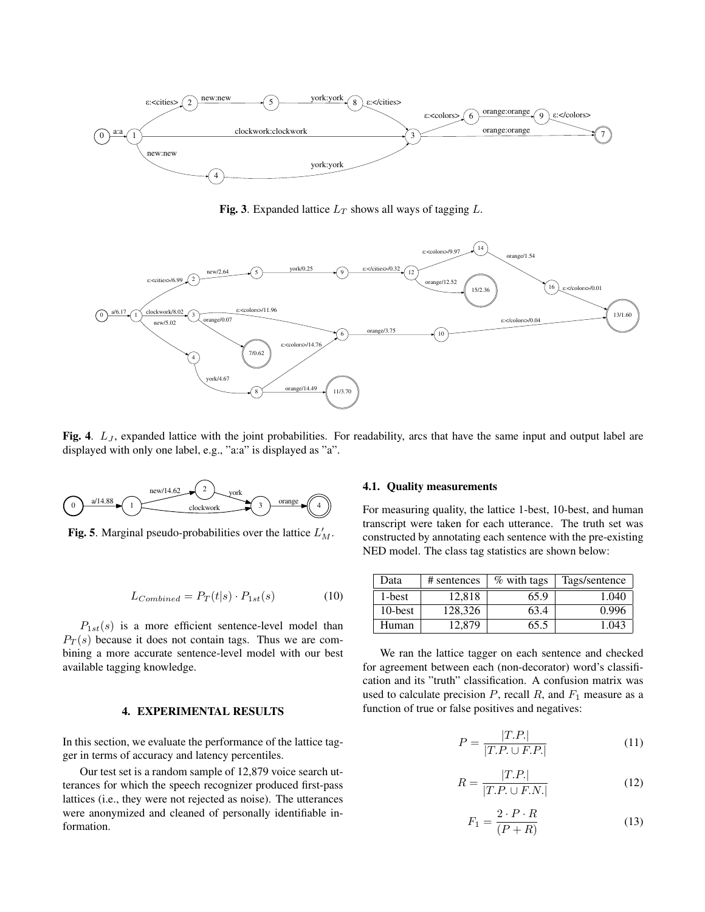**Fig. 3**. Expanded lattice $L_T$ shows all ways of tagging $L$.

**Fig. 4**. $L_J$, expanded lattice with the joint probabilities. For readability, arcs that have the same input and output label are displayed with only one label, e.g., "a:a" is displayed as "a".

**Fig. 5**. Marginal pseudo-probabilities over the lattice $L'_M$.

$$L_{Combined} = P_T(t|s) \cdot P_{1st}(s) \tag{10}$$

$P_{1st}(s)$ is a more efficient sentence-level model than $P_T(s)$ because it does not contain tags. Thus we are combining a more accurate sentence-level model with our best available tagging knowledge.

## 4. EXPERIMENTAL RESULTS

In this section, we evaluate the performance of the lattice tagger in terms of accuracy and latency percentiles.

Our test set is a random sample of 12,879 voice search utterances for which the speech recognizer produced first-pass lattices (i.e., they were not rejected as noise). The utterances were anonymized and cleaned of personally identifiable information.

### 4.1. Quality measurements

For measuring quality, the lattice 1-best, 10-best, and human transcript were taken for each utterance. The truth set was constructed by annotating each sentence with the pre-existing NED model. The class tag statistics are shown below:

| Data | # sentences | % with tags | Tags/sentence |
|---|---|---|---|
| 1-best | 12,818 | 65.9 | 1.040 |
| 10-best | 128,326 | 63.4 | 0.996 |
| Human | 12,879 | 65.5 | 1.043 |

We ran the lattice tagger on each sentence and checked for agreement between each (non-decorator) word's classification and its "truth" classification. A confusion matrix was used to calculate precision $P$, recall $R$, and $F_1$ measure as a function of true or false positives and negatives:

$$P = \frac{|T.P.|}{|T.P. \cup F.P.|} \tag{11}$$

$$R = \frac{|T.P.|}{|T.P. \cup F.N.|} \tag{12}$$

$$F_1 = \frac{2 \cdot P \cdot R}{(P + R)} \tag{13}$$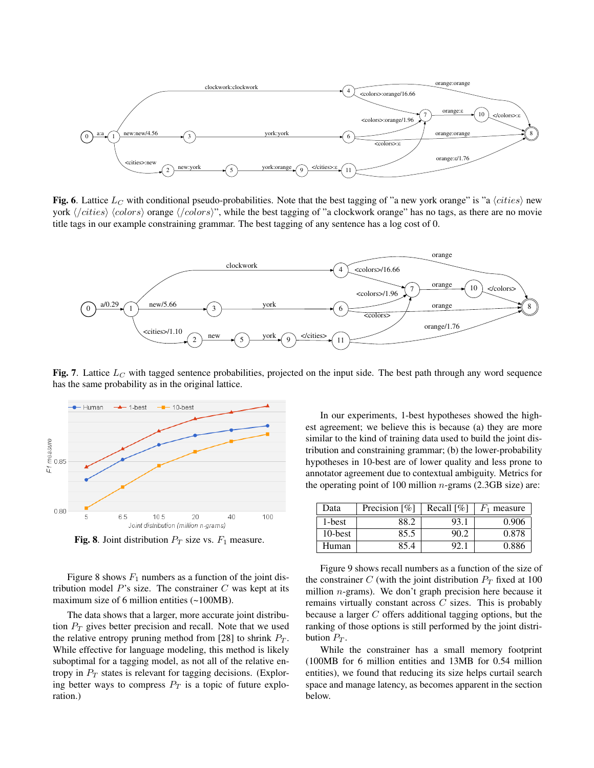**Fig. 6**. Lattice $L_C$ with conditional pseudo-probabilities. Note that the best tagging of "a new york orange" is "a ⟨*cities*⟩ new york ⟨/*cities*⟩ ⟨*colors*⟩ orange ⟨/*colors*⟩", while the best tagging of "a clockwork orange" has no tags, as there are no movie title tags in our example constraining grammar. The best tagging of any sentence has a log cost of 0.

**Fig. 7**. Lattice $L_C$ with tagged sentence probabilities, projected on the input side. The best path through any word sequence has the same probability as in the original lattice.

**Fig. 8**. Joint distribution $P_T$ size vs. $F_1$ measure.

Figure 8 shows $F_1$ numbers as a function of the joint distribution model $P$'s size. The constrainer $C$ was kept at its maximum size of 6 million entities (~100MB).

The data shows that a larger, more accurate joint distribution $P_T$ gives better precision and recall. Note that we used the relative entropy pruning method from [28] to shrink $P_T$. While effective for language modeling, this method is likely suboptimal for a tagging model, as not all of the relative entropy in $P_T$ states is relevant for tagging decisions. (Exploring better ways to compress $P_T$ is a topic of future exploration.)

In our experiments, 1-best hypotheses showed the highest agreement; we believe this is because (a) they are more similar to the kind of training data used to build the joint distribution and constraining grammar; (b) the lower-probability hypotheses in 10-best are of lower quality and less prone to annotator agreement due to contextual ambiguity. Metrics for the operating point of 100 million $n$-grams (2.3GB size) are:

| Data | Precision [%] | Recall [%] | $F_1$ measure |
|---|---|---|---|
| 1-best | 88.2 | 93.1 | 0.906 |
| 10-best | 85.5 | 90.2 | 0.878 |
| Human | 85.4 | 92.1 | 0.886 |

Figure 9 shows recall numbers as a function of the size of the constrainer $C$ (with the joint distribution $P_T$ fixed at 100 million $n$-grams). We don't graph precision here because it remains virtually constant across $C$ sizes. This is probably because a larger $C$ offers additional tagging options, but the ranking of those options is still performed by the joint distribution $P_T$.

While the constrainer has a small memory footprint (100MB for 6 million entities and 13MB for 0.54 million entities), we found that reducing its size helps curtail search space and manage latency, as becomes apparent in the section below.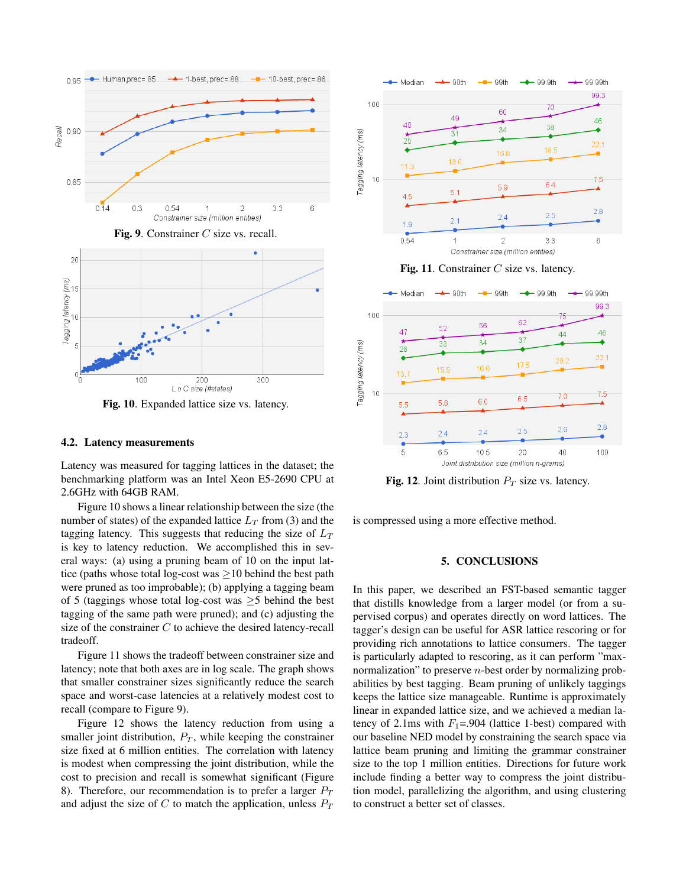**Fig. 9**. Constrainer $C$ size vs. recall.

**Fig. 10**. Expanded lattice size vs. latency.

### 4.2. Latency measurements

Latency was measured for tagging lattices in the dataset; the benchmarking platform was an Intel Xeon E5-2690 CPU at 2.6GHz with 64GB RAM.

Figure 10 shows a linear relationship between the size (the number of states) of the expanded lattice $L_T$ from (3) and the tagging latency. This suggests that reducing the size of $L_T$ is key to latency reduction. We accomplished this in several ways: (a) using a pruning beam of 10 on the input lattice (paths whose total log-cost was $\geq$10 behind the best path were pruned as too improbable); (b) applying a tagging beam of 5 (taggings whose total log-cost was $\geq$5 behind the best tagging of the same path were pruned); and (c) adjusting the size of the constrainer $C$ to achieve the desired latency-recall tradeoff.

Figure 11 shows the tradeoff between constrainer size and latency; note that both axes are in log scale. The graph shows that smaller constrainer sizes significantly reduce the search space and worst-case latencies at a relatively modest cost to recall (compare to Figure 9).

Figure 12 shows the latency reduction from using a smaller joint distribution, $P_T$, while keeping the constrainer size fixed at 6 million entities. The correlation with latency is modest when compressing the joint distribution, while the cost to precision and recall is somewhat significant (Figure 8). Therefore, our recommendation is to prefer a larger $P_T$ and adjust the size of $C$ to match the application, unless $P_T$ is compressed using a more effective method.

**Fig. 11**. Constrainer $C$ size vs. latency.

**Fig. 12**. Joint distribution $P_T$ size vs. latency.

## 5. CONCLUSIONS

In this paper, we described an FST-based semantic tagger that distills knowledge from a larger model (or from a supervised corpus) and operates directly on word lattices. The tagger's design can be useful for ASR lattice rescoring or for providing rich annotations to lattice consumers. The tagger is particularly adapted to rescoring, as it can perform "max-normalization" to preserve $n$-best order by normalizing probabilities by best tagging. Beam pruning of unlikely taggings keeps the lattice size manageable. Runtime is approximately linear in expanded lattice size, and we achieved a median latency of 2.1ms with $F_1$=.904 (lattice 1-best) compared with our baseline NED model by constraining the search space via lattice beam pruning and limiting the grammar constrainer size to the top 1 million entities. Directions for future work include finding a better way to compress the joint distribution model, parallelizing the algorithm, and using clustering to construct a better set of classes.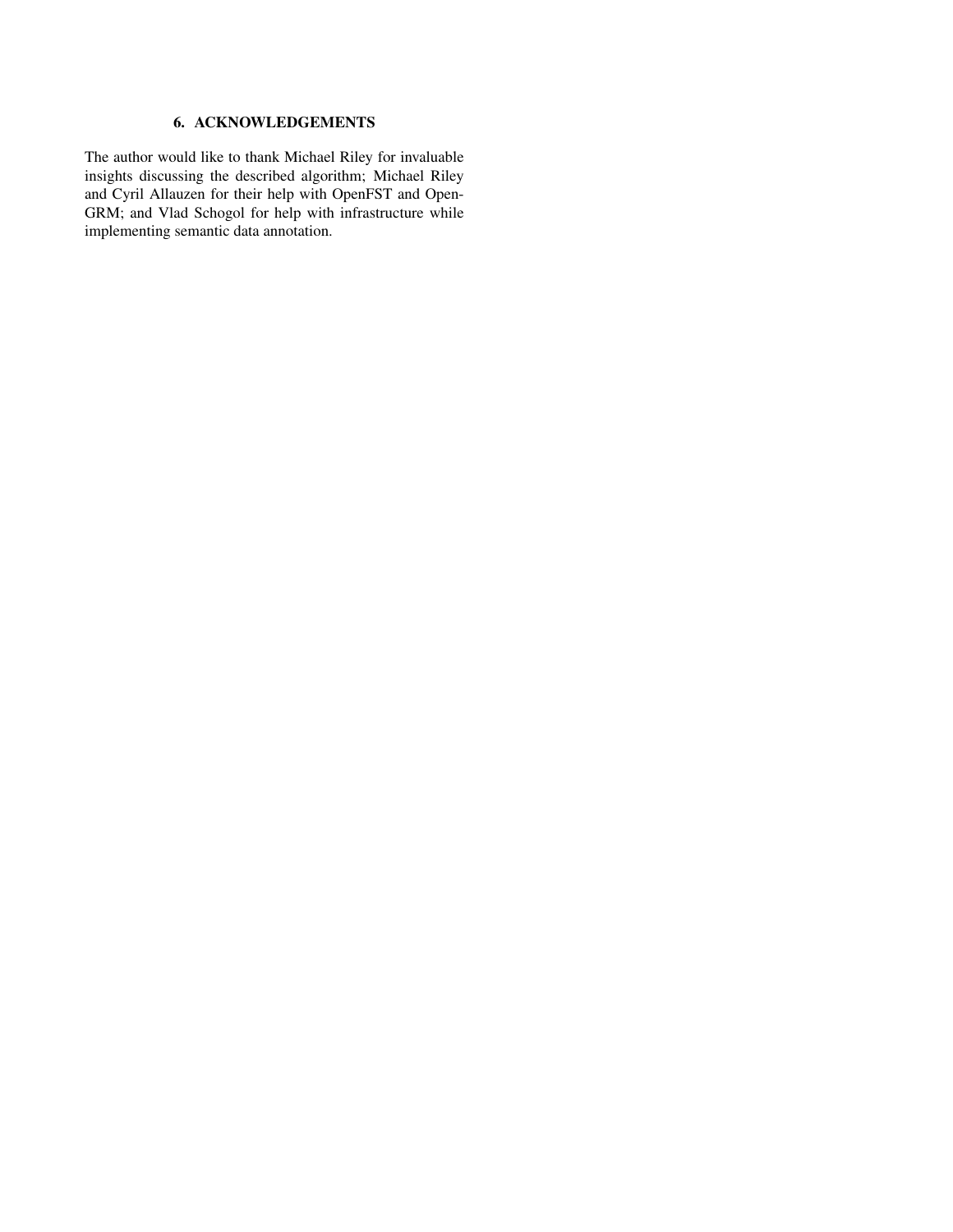## 6. ACKNOWLEDGEMENTS

The author would like to thank Michael Riley for invaluable insights discussing the described algorithm; Michael Riley and Cyril Allauzen for their help with OpenFST and OpenGRM; and Vlad Schogol for help with infrastructure while implementing semantic data annotation.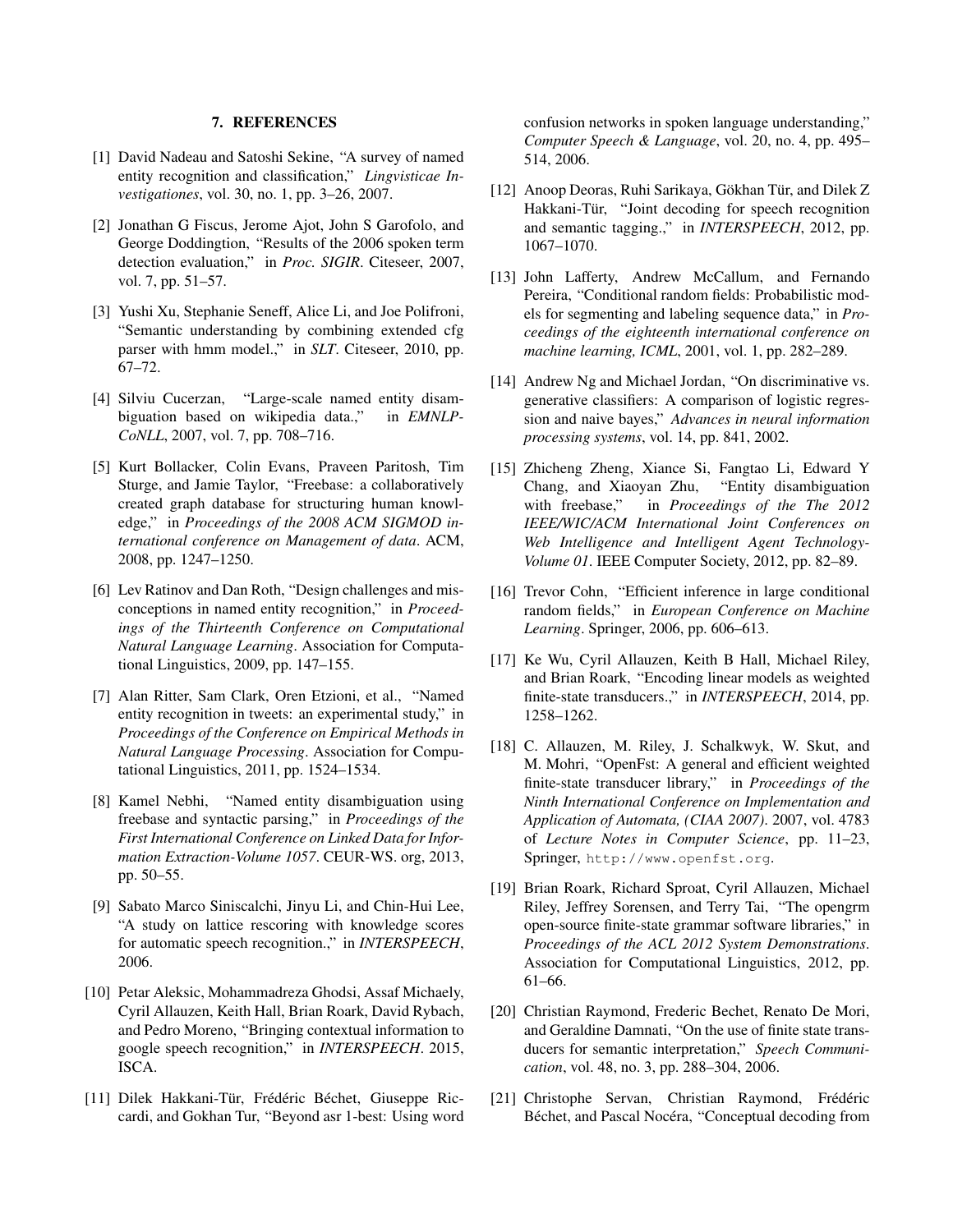## 7. REFERENCES

[1] David Nadeau and Satoshi Sekine, "A survey of named entity recognition and classification," *Lingvisticae Investigationes*, vol. 30, no. 1, pp. 3–26, 2007.

[2] Jonathan G Fiscus, Jerome Ajot, John S Garofolo, and George Doddingtion, "Results of the 2006 spoken term detection evaluation," in *Proc. SIGIR*. Citeseer, 2007, vol. 7, pp. 51–57.

[3] Yushi Xu, Stephanie Seneff, Alice Li, and Joe Polifroni, "Semantic understanding by combining extended cfg parser with hmm model.," in *SLT*. Citeseer, 2010, pp. 67–72.

[4] Silviu Cucerzan, "Large-scale named entity disambiguation based on wikipedia data.," in *EMNLP-CoNLL*, 2007, vol. 7, pp. 708–716.

[5] Kurt Bollacker, Colin Evans, Praveen Paritosh, Tim Sturge, and Jamie Taylor, "Freebase: a collaboratively created graph database for structuring human knowledge," in *Proceedings of the 2008 ACM SIGMOD international conference on Management of data*. ACM, 2008, pp. 1247–1250.

[6] Lev Ratinov and Dan Roth, "Design challenges and misconceptions in named entity recognition," in *Proceedings of the Thirteenth Conference on Computational Natural Language Learning*. Association for Computational Linguistics, 2009, pp. 147–155.

[7] Alan Ritter, Sam Clark, Oren Etzioni, et al., "Named entity recognition in tweets: an experimental study," in *Proceedings of the Conference on Empirical Methods in Natural Language Processing*. Association for Computational Linguistics, 2011, pp. 1524–1534.

[8] Kamel Nebhi, "Named entity disambiguation using freebase and syntactic parsing," in *Proceedings of the First International Conference on Linked Data for Information Extraction-Volume 1057*. CEUR-WS. org, 2013, pp. 50–55.

[9] Sabato Marco Siniscalchi, Jinyu Li, and Chin-Hui Lee, "A study on lattice rescoring with knowledge scores for automatic speech recognition.," in *INTERSPEECH*, 2006.

[10] Petar Aleksic, Mohammadreza Ghodsi, Assaf Michaely, Cyril Allauzen, Keith Hall, Brian Roark, David Rybach, and Pedro Moreno, "Bringing contextual information to google speech recognition," in *INTERSPEECH*. 2015, ISCA.

[11] Dilek Hakkani-Tür, Frédéric Béchet, Giuseppe Riccardi, and Gokhan Tur, "Beyond asr 1-best: Using word confusion networks in spoken language understanding," *Computer Speech & Language*, vol. 20, no. 4, pp. 495–514, 2006.

[12] Anoop Deoras, Ruhi Sarikaya, Gökhan Tür, and Dilek Z Hakkani-Tür, "Joint decoding for speech recognition and semantic tagging.," in *INTERSPEECH*, 2012, pp. 1067–1070.

[13] John Lafferty, Andrew McCallum, and Fernando Pereira, "Conditional random fields: Probabilistic models for segmenting and labeling sequence data," in *Proceedings of the eighteenth international conference on machine learning, ICML*, 2001, vol. 1, pp. 282–289.

[14] Andrew Ng and Michael Jordan, "On discriminative vs. generative classifiers: A comparison of logistic regression and naive bayes," *Advances in neural information processing systems*, vol. 14, pp. 841, 2002.

[15] Zhicheng Zheng, Xiance Si, Fangtao Li, Edward Y Chang, and Xiaoyan Zhu, "Entity disambiguation with freebase," in *Proceedings of the The 2012 IEEE/WIC/ACM International Joint Conferences on Web Intelligence and Intelligent Agent Technology-Volume 01*. IEEE Computer Society, 2012, pp. 82–89.

[16] Trevor Cohn, "Efficient inference in large conditional random fields," in *European Conference on Machine Learning*. Springer, 2006, pp. 606–613.

[17] Ke Wu, Cyril Allauzen, Keith B Hall, Michael Riley, and Brian Roark, "Encoding linear models as weighted finite-state transducers.," in *INTERSPEECH*, 2014, pp. 1258–1262.

[18] C. Allauzen, M. Riley, J. Schalkwyk, W. Skut, and M. Mohri, "OpenFst: A general and efficient weighted finite-state transducer library," in *Proceedings of the Ninth International Conference on Implementation and Application of Automata, (CIAA 2007)*. 2007, vol. 4783 of *Lecture Notes in Computer Science*, pp. 11–23, Springer, `http://www.openfst.org`.

[19] Brian Roark, Richard Sproat, Cyril Allauzen, Michael Riley, Jeffrey Sorensen, and Terry Tai, "The opengrm open-source finite-state grammar software libraries," in *Proceedings of the ACL 2012 System Demonstrations*. Association for Computational Linguistics, 2012, pp. 61–66.

[20] Christian Raymond, Frederic Bechet, Renato De Mori, and Geraldine Damnati, "On the use of finite state transducers for semantic interpretation," *Speech Communication*, vol. 48, no. 3, pp. 288–304, 2006.

[21] Christophe Servan, Christian Raymond, Frédéric Béchet, and Pascal Nocéra, "Conceptual decoding from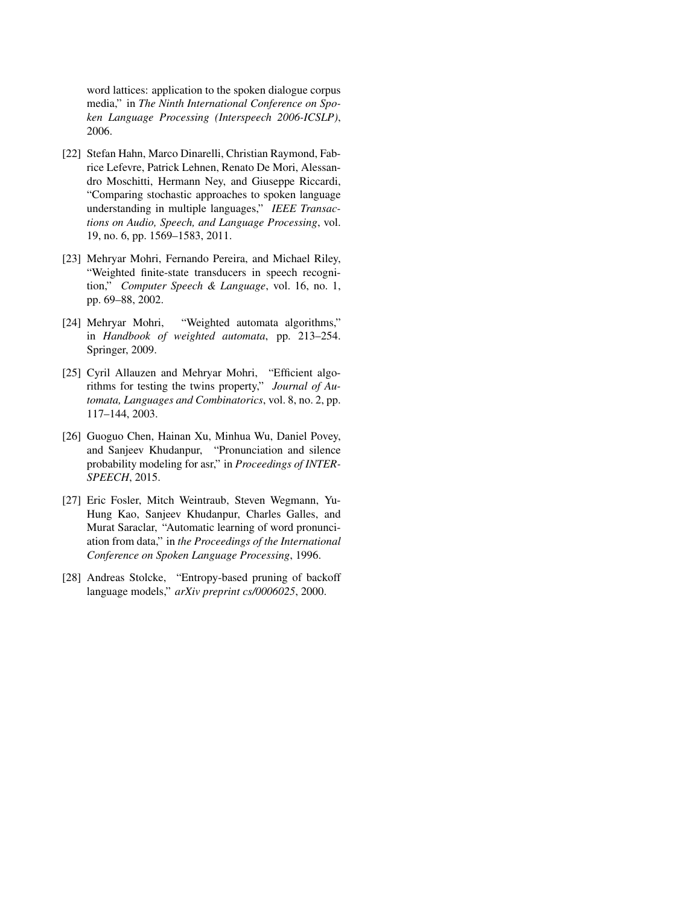word lattices: application to the spoken dialogue corpus media," in *The Ninth International Conference on Spoken Language Processing (Interspeech 2006-ICSLP)*, 2006.

[22] Stefan Hahn, Marco Dinarelli, Christian Raymond, Fabrice Lefevre, Patrick Lehnen, Renato De Mori, Alessandro Moschitti, Hermann Ney, and Giuseppe Riccardi, "Comparing stochastic approaches to spoken language understanding in multiple languages," *IEEE Transactions on Audio, Speech, and Language Processing*, vol. 19, no. 6, pp. 1569–1583, 2011.

[23] Mehryar Mohri, Fernando Pereira, and Michael Riley, "Weighted finite-state transducers in speech recognition," *Computer Speech & Language*, vol. 16, no. 1, pp. 69–88, 2002.

[24] Mehryar Mohri, "Weighted automata algorithms," in *Handbook of weighted automata*, pp. 213–254. Springer, 2009.

[25] Cyril Allauzen and Mehryar Mohri, "Efficient algorithms for testing the twins property," *Journal of Automata, Languages and Combinatorics*, vol. 8, no. 2, pp. 117–144, 2003.

[26] Guoguo Chen, Hainan Xu, Minhua Wu, Daniel Povey, and Sanjeev Khudanpur, "Pronunciation and silence probability modeling for asr," in *Proceedings of INTERSPEECH*, 2015.

[27] Eric Fosler, Mitch Weintraub, Steven Wegmann, Yu-Hung Kao, Sanjeev Khudanpur, Charles Galles, and Murat Saraclar, "Automatic learning of word pronunciation from data," in *the Proceedings of the International Conference on Spoken Language Processing*, 1996.

[28] Andreas Stolcke, "Entropy-based pruning of backoff language models," *arXiv preprint cs/0006025*, 2000.